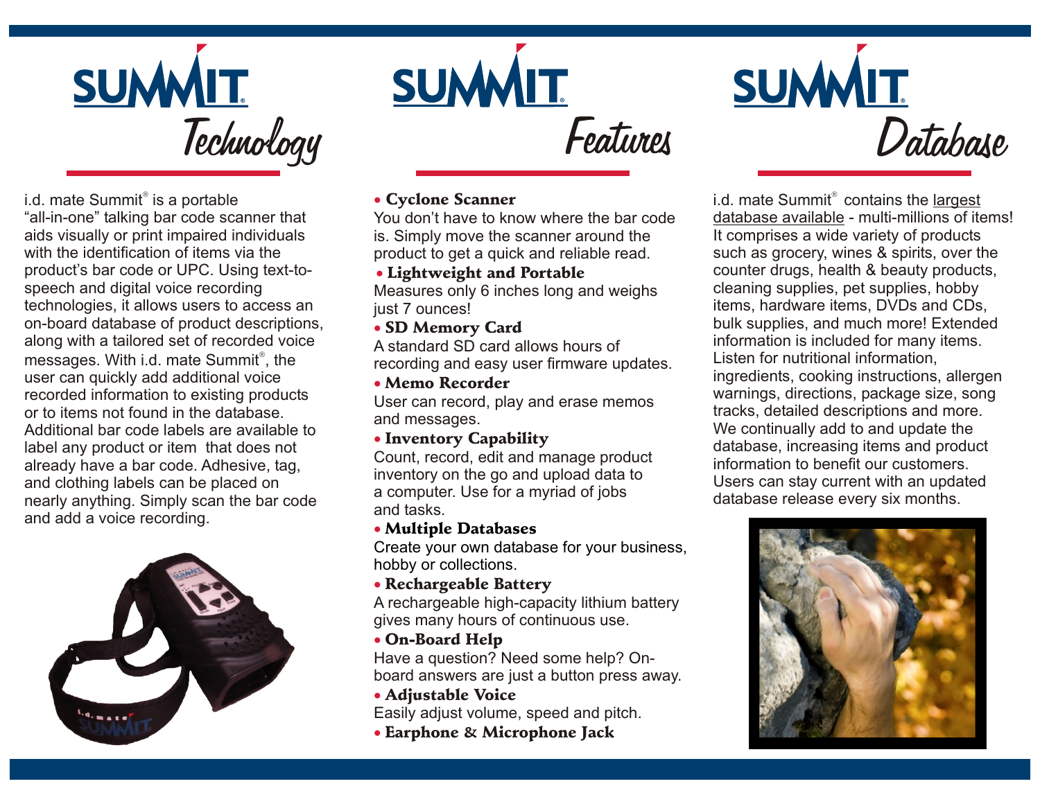# SUMMIT Technology

i.d. mate Summit® is a portable "all-in-one" talking bar code scanner that aids visually or print impaired individuals with the identification of items via the product's bar code or UPC. Using text-to-speech and digital voice recording technologies, it allows users to access an on-board database of product descriptions, along with a tailored set of recorded voice messages. With i.d. mate Summit®, the user can quickly add additional voice recorded information to existing products or to items not found in the database. Additional bar code labels are available to label any product or item that does not already have a bar code. Adhesive, tag, and clothing labels can be placed on nearly anything. Simply scan the bar code and add a voice recording.

# SUMMIT Features

- **Cyclone Scanner**
  You don't have to know where the bar code is. Simply move the scanner around the product to get a quick and reliable read.
- **Lightweight and Portable**
  Measures only 6 inches long and weighs just 7 ounces!
- **SD Memory Card**
  A standard SD card allows hours of recording and easy user firmware updates.
- **Memo Recorder**
  User can record, play and erase memos and messages.
- **Inventory Capability**
  Count, record, edit and manage product inventory on the go and upload data to a computer. Use for a myriad of jobs and tasks.
- **Multiple Databases**
  Create your own database for your business, hobby or collections.
- **Rechargeable Battery**
  A rechargeable high-capacity lithium battery gives many hours of continuous use.
- **On-Board Help**
  Have a question? Need some help? On-board answers are just a button press away.
- **Adjustable Voice**
  Easily adjust volume, speed and pitch.
- **Earphone & Microphone Jack**

# SUMMIT Database

i.d. mate Summit® contains the largest database available - multi-millions of items! It comprises a wide variety of products such as grocery, wines & spirits, over the counter drugs, health & beauty products, cleaning supplies, pet supplies, hobby items, hardware items, DVDs and CDs, bulk supplies, and much more! Extended information is included for many items. Listen for nutritional information, ingredients, cooking instructions, allergen warnings, directions, package size, song tracks, detailed descriptions and more. We continually add to and update the database, increasing items and product information to benefit our customers. Users can stay current with an updated database release every six months.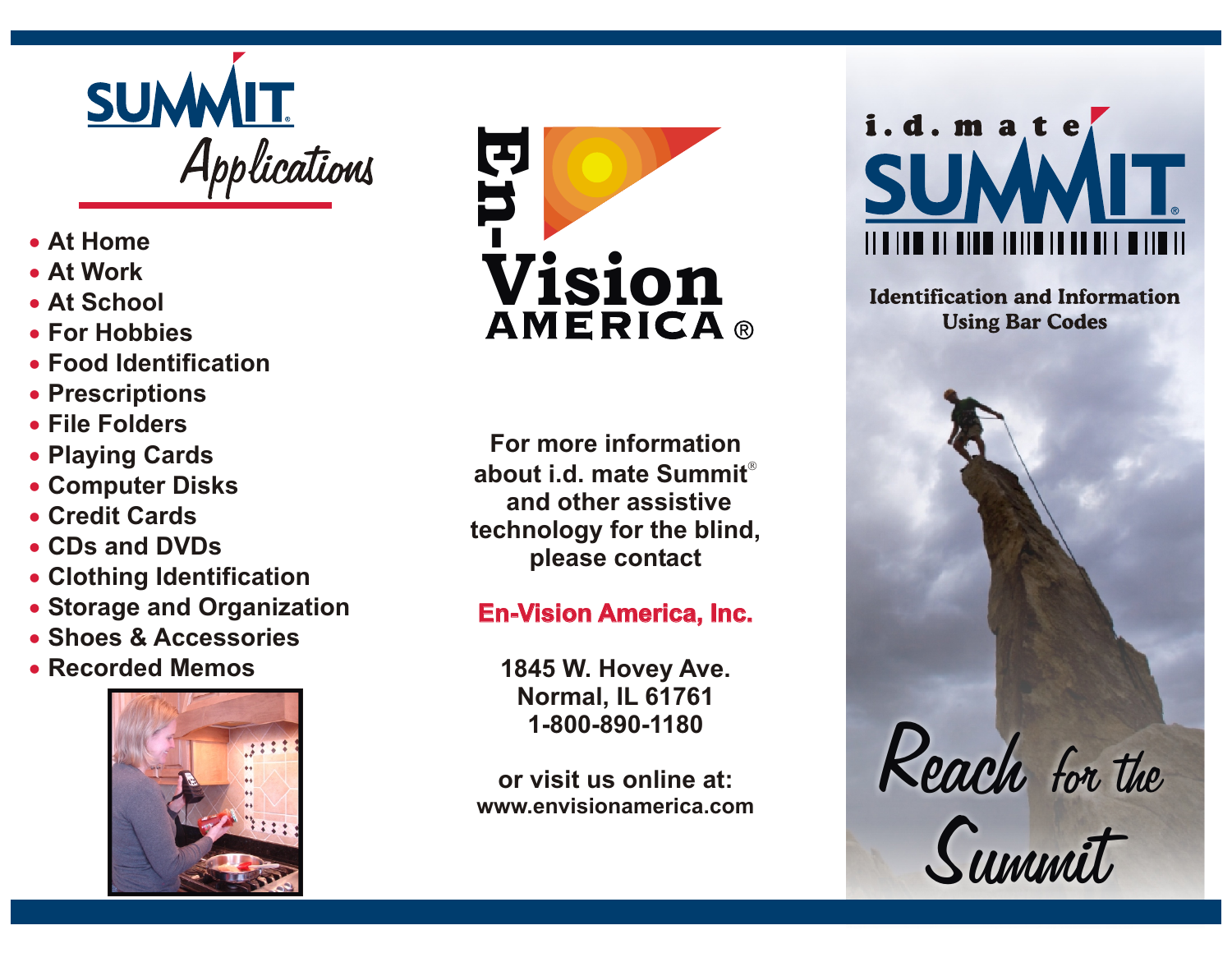# SUMMIT® Applications

- At Home
- At Work
- At School
- For Hobbies
- Food Identification
- Prescriptions
- File Folders
- Playing Cards
- Computer Disks
- Credit Cards
- CDs and DVDs
- Clothing Identification
- Storage and Organization
- Shoes & Accessories
- Recorded Memos

En-Vision AMERICA®

For more information about i.d. mate Summit® and other assistive technology for the blind, please contact

**En-Vision America, Inc.**

1845 W. Hovey Ave.
Normal, IL 61761
1-800-890-1180

or visit us online at:
www.envisionamerica.com

# i.d. mate SUMMIT®

**Identification and Information Using Bar Codes**

*Reach for the Summit*